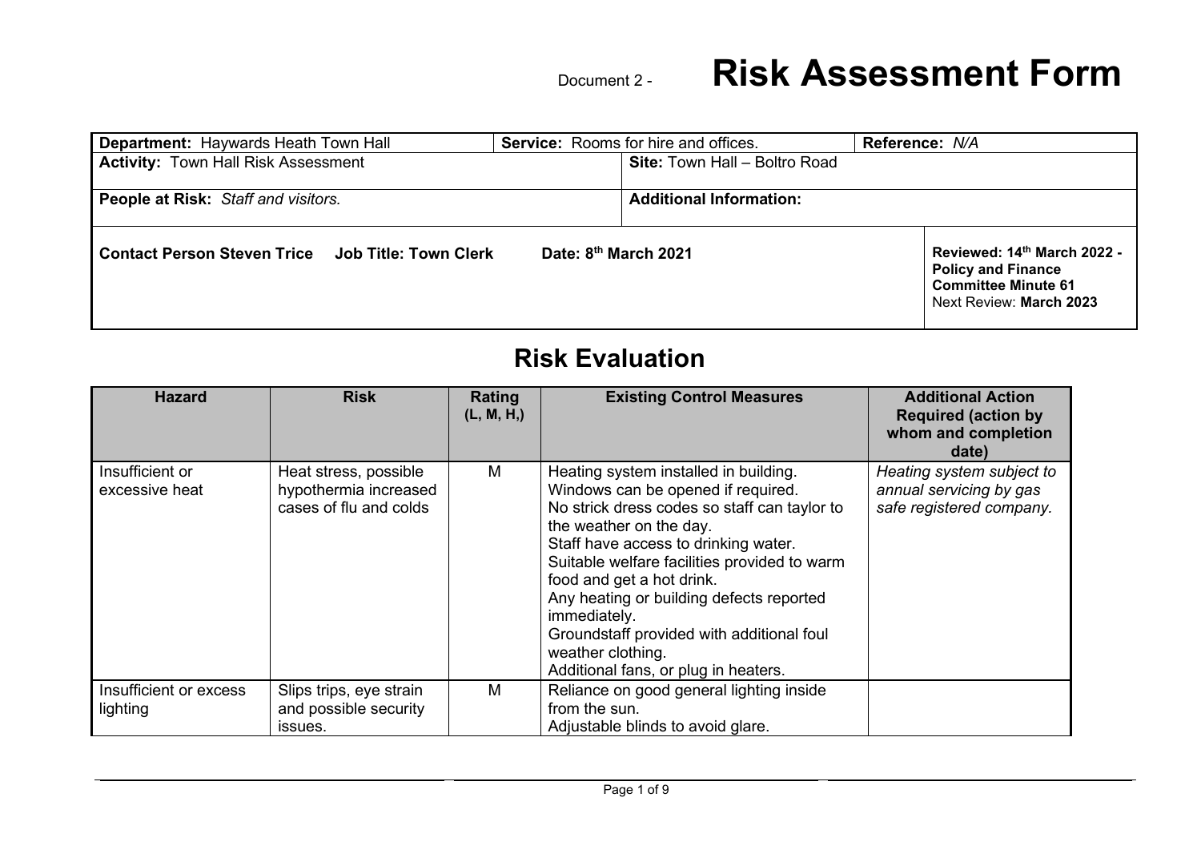Document 2 - **Risk Assessment Form**

| **Department:** Haywards Heath Town Hall | **Service:** Rooms for hire and offices. | **Reference:** *N/A* |
|---|---|---|
| **Activity:** Town Hall Risk Assessment | **Site:** Town Hall – Boltro Road | |
| **People at Risk:** *Staff and visitors.* | **Additional Information:** | |
| **Contact Person Steven Trice** **Job Title: Town Clerk** **Date: 8th March 2021** | | **Reviewed: 14th March 2022 - Policy and Finance Committee Minute 61** Next Review: **March 2023** |

## Risk Evaluation

| Hazard | Risk | Rating (L, M, H,) | Existing Control Measures | Additional Action Required (action by whom and completion date) |
|---|---|---|---|---|
| Insufficient or excessive heat | Heat stress, possible hypothermia increased cases of flu and colds | M | Heating system installed in building.<br>Windows can be opened if required.<br>No strick dress codes so staff can taylor to the weather on the day.<br>Staff have access to drinking water.<br>Suitable welfare facilities provided to warm food and get a hot drink.<br>Any heating or building defects reported immediately.<br>Groundstaff provided with additional foul weather clothing.<br>Additional fans, or plug in heaters. | *Heating system subject to annual servicing by gas safe registered company.* |
| Insufficient or excess lighting | Slips trips, eye strain and possible security issues. | M | Reliance on good general lighting inside from the sun.<br>Adjustable blinds to avoid glare. | |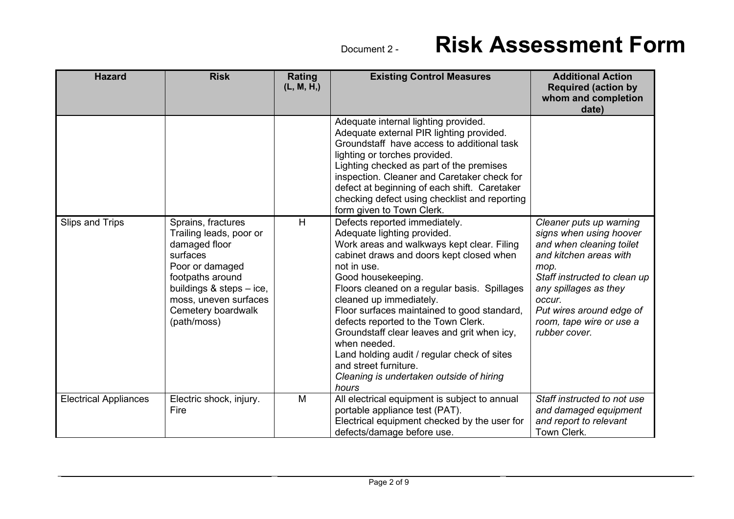Document 2 - **Risk Assessment Form**

| Hazard | Risk | Rating (L, M, H,) | Existing Control Measures | Additional Action Required (action by whom and completion date) |
|---|---|---|---|---|
| | | | Adequate internal lighting provided.<br>Adequate external PIR lighting provided.<br>Groundstaff have access to additional task lighting or torches provided.<br>Lighting checked as part of the premises inspection. Cleaner and Caretaker check for defect at beginning of each shift. Caretaker checking defect using checklist and reporting form given to Town Clerk. | |
| Slips and Trips | Sprains, fractures<br>Trailing leads, poor or damaged floor surfaces<br>Poor or damaged footpaths around buildings & steps – ice, moss, uneven surfaces<br>Cemetery boardwalk (path/moss) | H | Defects reported immediately.<br>Adequate lighting provided.<br>Work areas and walkways kept clear. Filing cabinet draws and doors kept closed when not in use.<br>Good housekeeping.<br>Floors cleaned on a regular basis. Spillages cleaned up immediately.<br>Floor surfaces maintained to good standard, defects reported to the Town Clerk.<br>Groundstaff clear leaves and grit when icy, when needed.<br>Land holding audit / regular check of sites and street furniture.<br>*Cleaning is undertaken outside of hiring hours* | *Cleaner puts up warning signs when using hoover and when cleaning toilet and kitchen areas with mop.*<br>*Staff instructed to clean up any spillages as they occur.*<br>*Put wires around edge of room, tape wire or use a rubber cover.* |
| Electrical Appliances | Electric shock, injury. Fire | M | All electrical equipment is subject to annual portable appliance test (PAT).<br>Electrical equipment checked by the user for defects/damage before use. | *Staff instructed to not use and damaged equipment and report to relevant* Town Clerk. |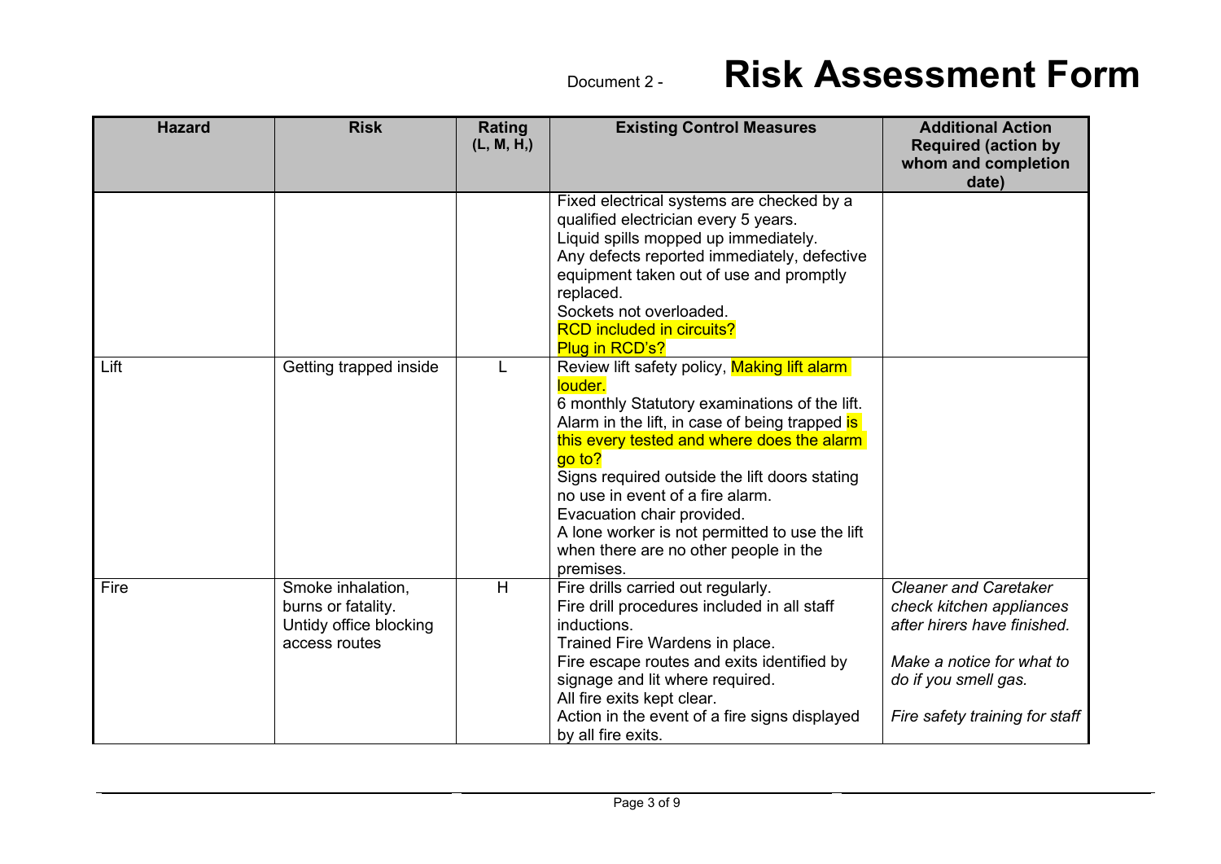Document 2 - **Risk Assessment Form**

| Hazard | Risk | Rating (L, M, H,) | Existing Control Measures | Additional Action Required (action by whom and completion date) |
|---|---|---|---|---|
| | | | Fixed electrical systems are checked by a qualified electrician every 5 years.<br>Liquid spills mopped up immediately.<br>Any defects reported immediately, defective equipment taken out of use and promptly replaced.<br>Sockets not overloaded.<br>RCD included in circuits?<br>Plug in RCD's? | |
| Lift | Getting trapped inside | L | Review lift safety policy, Making lift alarm louder.<br>6 monthly Statutory examinations of the lift.<br>Alarm in the lift, in case of being trapped is this every tested and where does the alarm go to?<br>Signs required outside the lift doors stating no use in event of a fire alarm.<br>Evacuation chair provided.<br>A lone worker is not permitted to use the lift when there are no other people in the premises. | |
| Fire | Smoke inhalation, burns or fatality.<br>Untidy office blocking access routes | H | Fire drills carried out regularly.<br>Fire drill procedures included in all staff inductions.<br>Trained Fire Wardens in place.<br>Fire escape routes and exits identified by signage and lit where required.<br>All fire exits kept clear.<br>Action in the event of a fire signs displayed by all fire exits. | *Cleaner and Caretaker check kitchen appliances after hirers have finished.*<br><br>*Make a notice for what to do if you smell gas.*<br><br>*Fire safety training for staff* |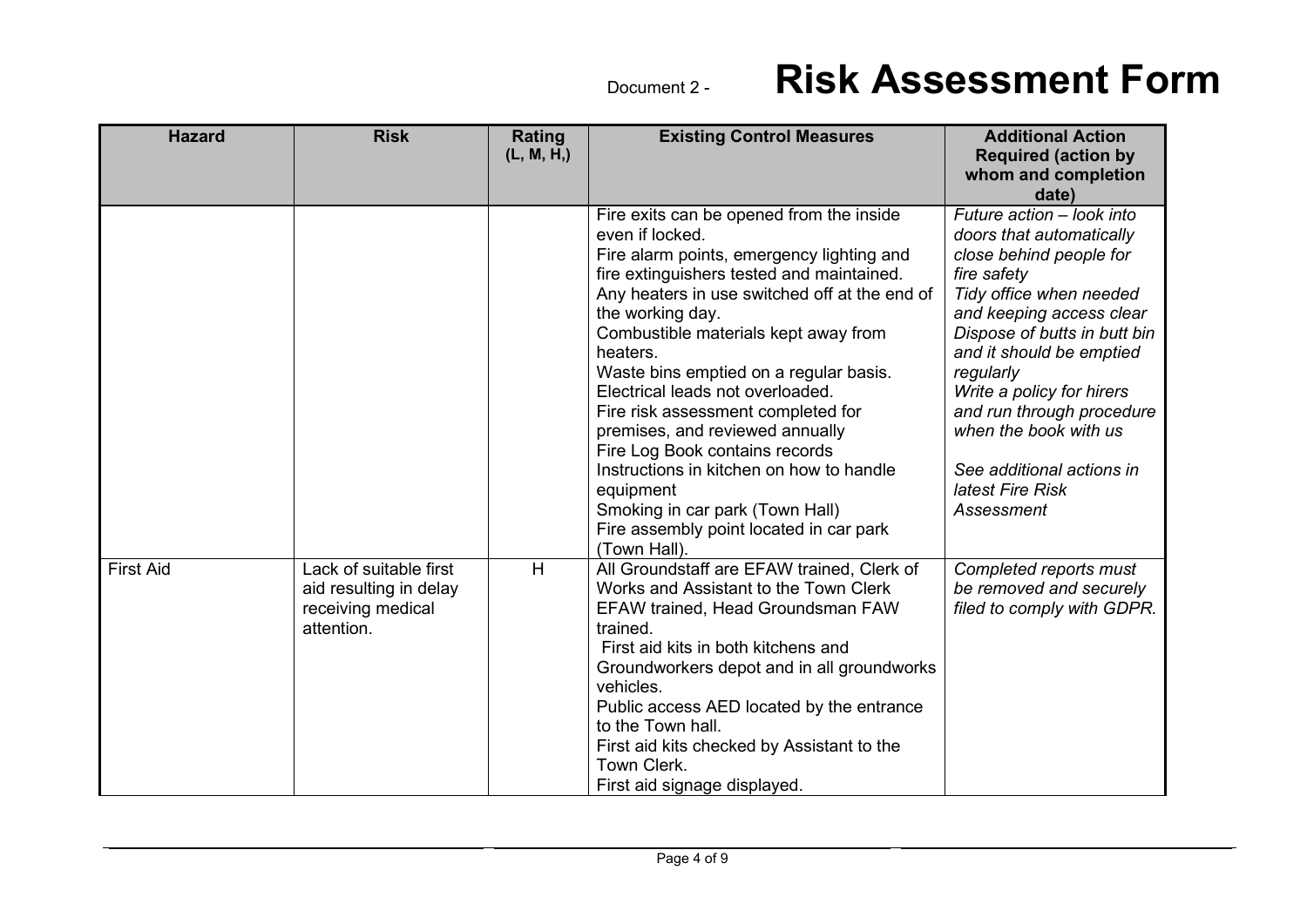Document 2 - **Risk Assessment Form**

| Hazard | Risk | Rating (L, M, H,) | Existing Control Measures | Additional Action Required (action by whom and completion date) |
|---|---|---|---|---|
| | | | Fire exits can be opened from the inside even if locked.<br>Fire alarm points, emergency lighting and fire extinguishers tested and maintained.<br>Any heaters in use switched off at the end of the working day.<br>Combustible materials kept away from heaters.<br>Waste bins emptied on a regular basis.<br>Electrical leads not overloaded.<br>Fire risk assessment completed for premises, and reviewed annually<br>Fire Log Book contains records<br>Instructions in kitchen on how to handle equipment<br>Smoking in car park (Town Hall)<br>Fire assembly point located in car park (Town Hall). | *Future action – look into doors that automatically close behind people for fire safety*<br>*Tidy office when needed and keeping access clear*<br>*Dispose of butts in butt bin and it should be emptied regularly*<br>*Write a policy for hirers and run through procedure when the book with us*<br><br>*See additional actions in latest Fire Risk Assessment* |
| First Aid | Lack of suitable first aid resulting in delay receiving medical attention. | H | All Groundstaff are EFAW trained, Clerk of Works and Assistant to the Town Clerk EFAW trained, Head Groundsman FAW trained.<br>First aid kits in both kitchens and Groundworkers depot and in all groundworks vehicles.<br>Public access AED located by the entrance to the Town hall.<br>First aid kits checked by Assistant to the Town Clerk.<br>First aid signage displayed. | *Completed reports must be removed and securely filed to comply with GDPR.* |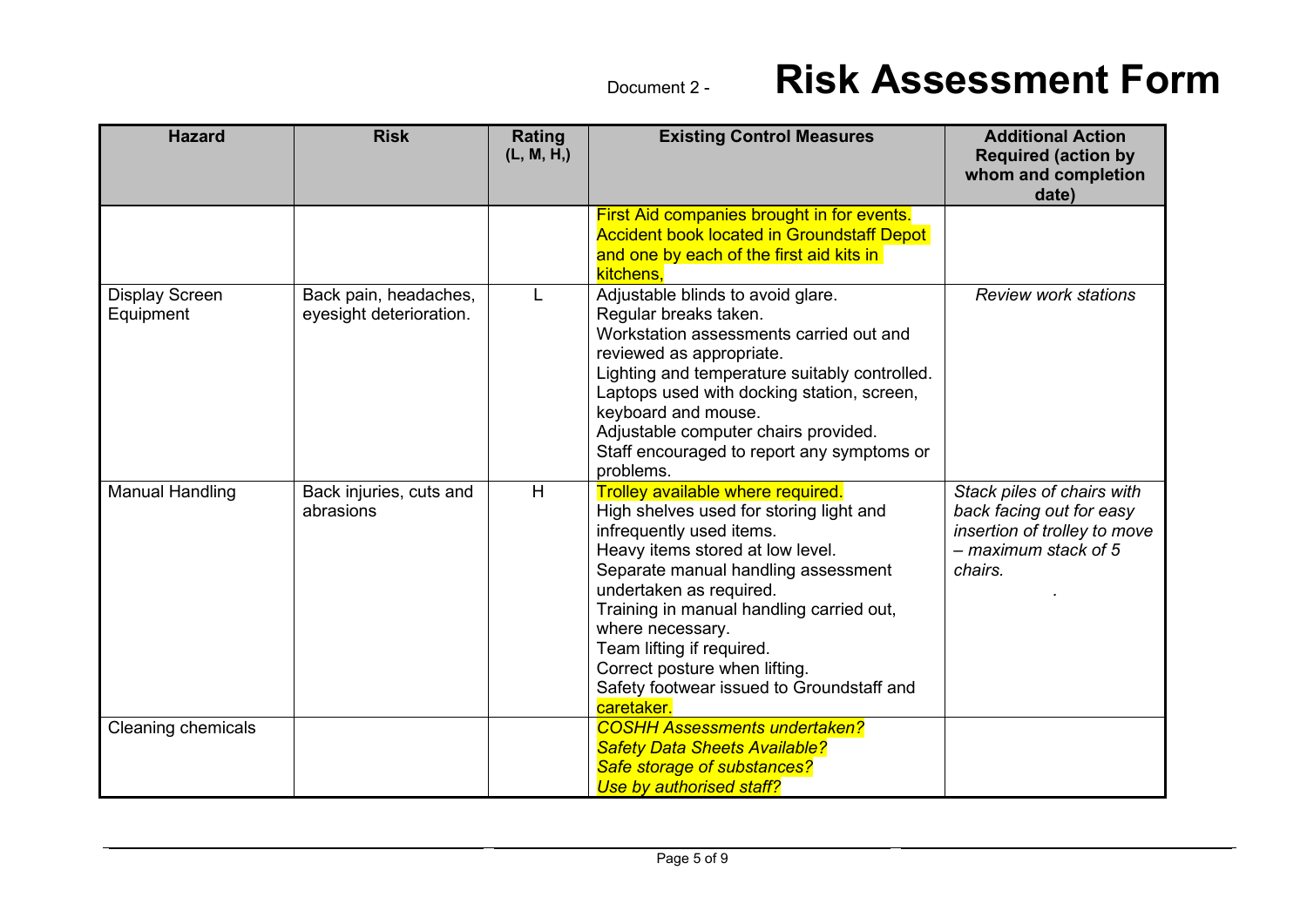Document 2 - **Risk Assessment Form**

| Hazard | Risk | Rating (L, M, H,) | Existing Control Measures | Additional Action Required (action by whom and completion date) |
|---|---|---|---|---|
| | | | First Aid companies brought in for events.<br>Accident book located in Groundstaff Depot and one by each of the first aid kits in kitchens, | |
| Display Screen Equipment | Back pain, headaches, eyesight deterioration. | L | Adjustable blinds to avoid glare.<br>Regular breaks taken.<br>Workstation assessments carried out and reviewed as appropriate.<br>Lighting and temperature suitably controlled.<br>Laptops used with docking station, screen, keyboard and mouse.<br>Adjustable computer chairs provided.<br>Staff encouraged to report any symptoms or problems. | *Review work stations* |
| Manual Handling | Back injuries, cuts and abrasions | H | Trolley available where required.<br>High shelves used for storing light and infrequently used items.<br>Heavy items stored at low level.<br>Separate manual handling assessment undertaken as required.<br>Training in manual handling carried out, where necessary.<br>Team lifting if required.<br>Correct posture when lifting.<br>Safety footwear issued to Groundstaff and caretaker. | *Stack piles of chairs with back facing out for easy insertion of trolley to move – maximum stack of 5 chairs.*<br>. |
| Cleaning chemicals | | | *COSHH Assessments undertaken?*<br>*Safety Data Sheets Available?*<br>*Safe storage of substances?*<br>*Use by authorised staff?* | |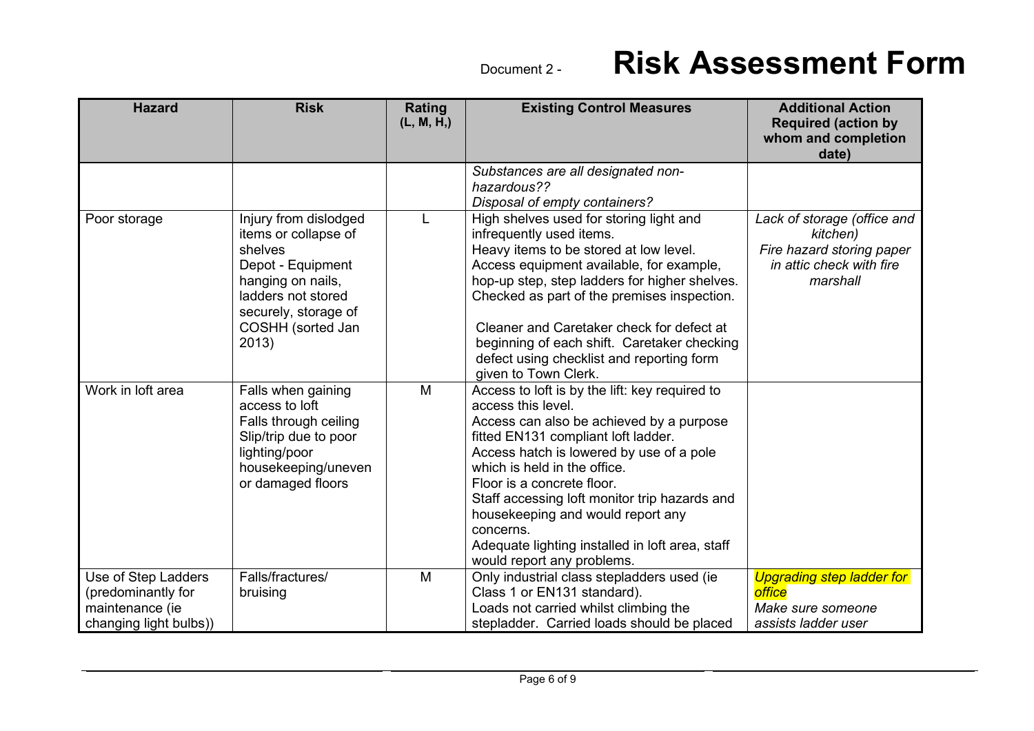Document 2 - **Risk Assessment Form**

| Hazard | Risk | Rating (L, M, H,) | Existing Control Measures | Additional Action Required (action by whom and completion date) |
|---|---|---|---|---|
| | | | *Substances are all designated non-hazardous??*<br>*Disposal of empty containers?* | |
| Poor storage | Injury from dislodged items or collapse of shelves<br>Depot - Equipment hanging on nails, ladders not stored securely, storage of COSHH (sorted Jan 2013) | L | High shelves used for storing light and infrequently used items.<br>Heavy items to be stored at low level.<br>Access equipment available, for example, hop-up step, step ladders for higher shelves.<br>Checked as part of the premises inspection.<br><br>Cleaner and Caretaker check for defect at beginning of each shift. Caretaker checking defect using checklist and reporting form given to Town Clerk. | *Lack of storage (office and kitchen)*<br>*Fire hazard storing paper in attic check with fire marshall* |
| Work in loft area | Falls when gaining access to loft<br>Falls through ceiling<br>Slip/trip due to poor lighting/poor housekeeping/uneven or damaged floors | M | Access to loft is by the lift: key required to access this level.<br>Access can also be achieved by a purpose fitted EN131 compliant loft ladder.<br>Access hatch is lowered by use of a pole which is held in the office.<br>Floor is a concrete floor.<br>Staff accessing loft monitor trip hazards and housekeeping and would report any concerns.<br>Adequate lighting installed in loft area, staff would report any problems. | |
| Use of Step Ladders (predominantly for maintenance (ie changing light bulbs)) | Falls/fractures/ bruising | M | Only industrial class stepladders used (ie Class 1 or EN131 standard).<br>Loads not carried whilst climbing the stepladder. Carried loads should be placed | *Upgrading step ladder for office*<br>*Make sure someone assists ladder user* |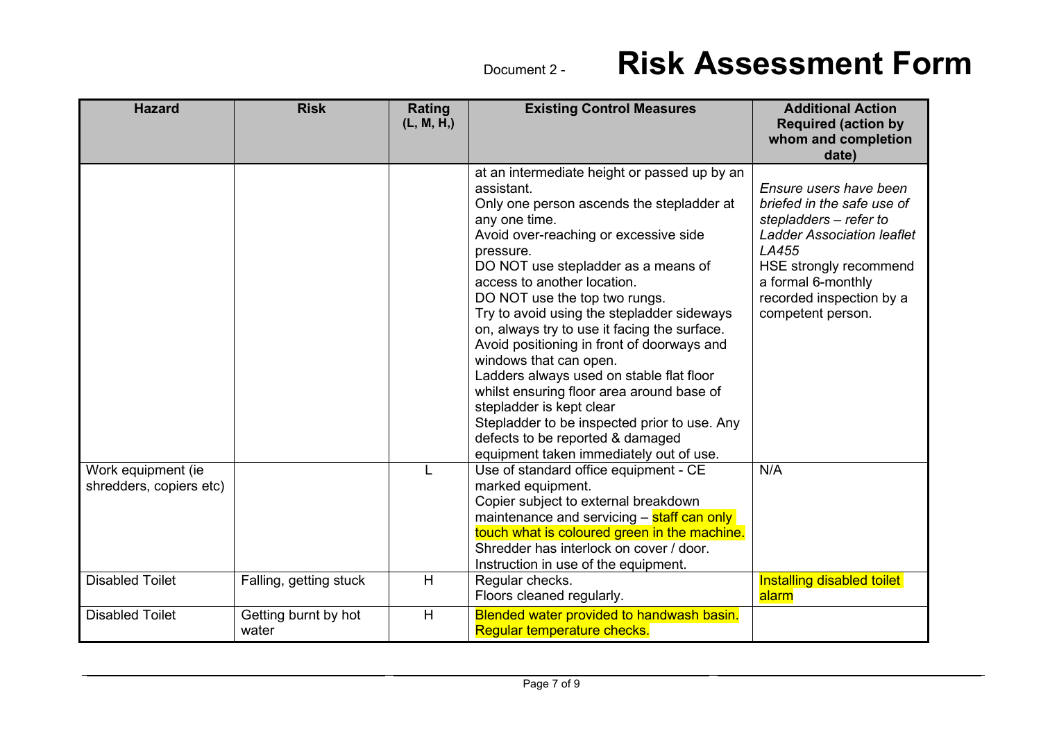Document 2 - **Risk Assessment Form**

| Hazard | Risk | Rating (L, M, H,) | Existing Control Measures | Additional Action Required (action by whom and completion date) |
|---|---|---|---|---|
| | | | at an intermediate height or passed up by an assistant.<br>Only one person ascends the stepladder at any one time.<br>Avoid over-reaching or excessive side pressure.<br>DO NOT use stepladder as a means of access to another location.<br>DO NOT use the top two rungs.<br>Try to avoid using the stepladder sideways on, always try to use it facing the surface.<br>Avoid positioning in front of doorways and windows that can open.<br>Ladders always used on stable flat floor whilst ensuring floor area around base of stepladder is kept clear<br>Stepladder to be inspected prior to use. Any defects to be reported & damaged equipment taken immediately out of use. | *Ensure users have been briefed in the safe use of stepladders – refer to Ladder Association leaflet LA455*<br>HSE strongly recommend a formal 6-monthly recorded inspection by a competent person. |
| Work equipment (ie shredders, copiers etc) | | L | Use of standard office equipment - CE marked equipment.<br>Copier subject to external breakdown maintenance and servicing – staff can only touch what is coloured green in the machine.<br>Shredder has interlock on cover / door.<br>Instruction in use of the equipment. | N/A |
| Disabled Toilet | Falling, getting stuck | H | Regular checks.<br>Floors cleaned regularly. | Installing disabled toilet alarm |
| Disabled Toilet | Getting burnt by hot water | H | Blended water provided to handwash basin.<br>Regular temperature checks. | |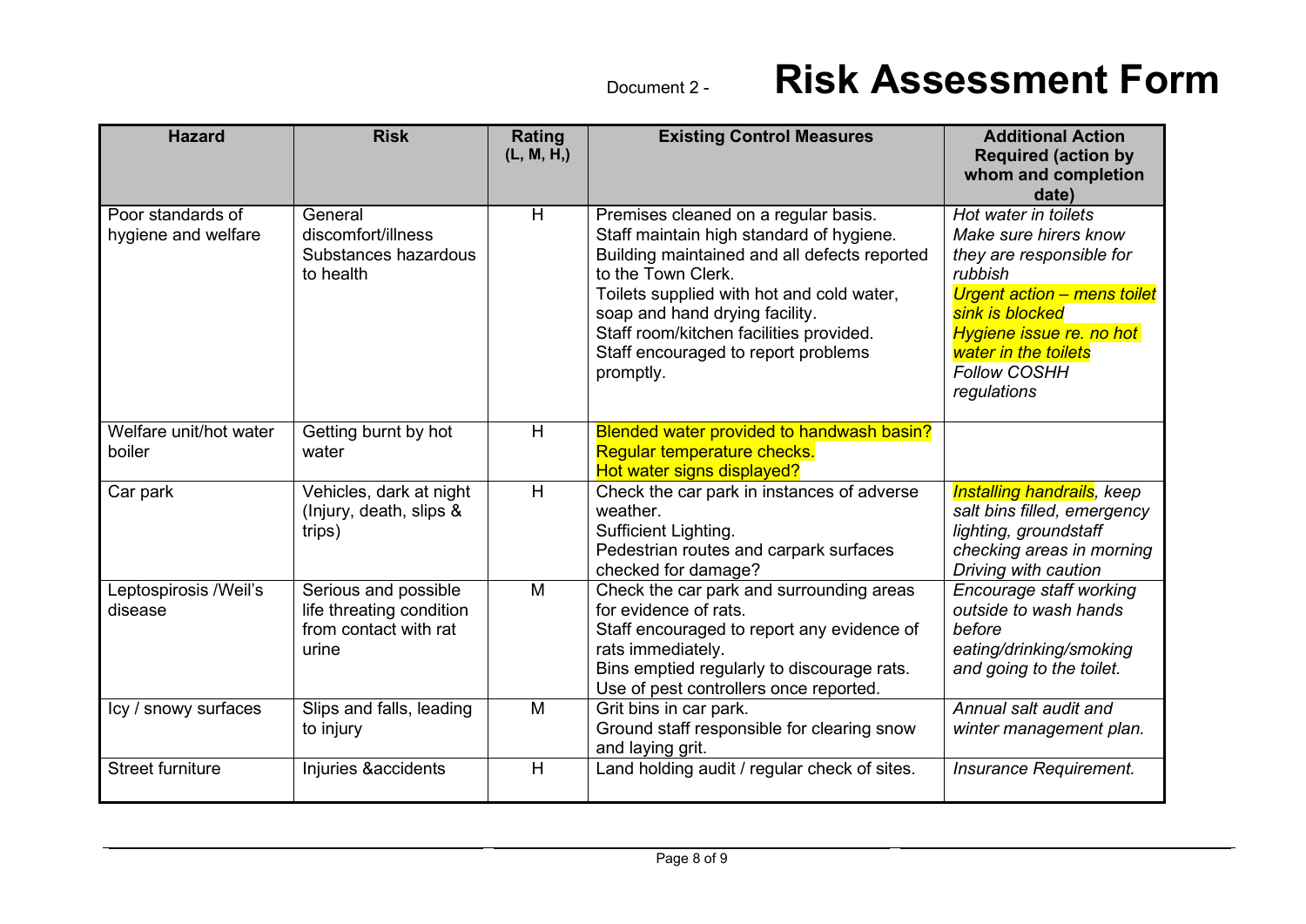Document 2 - **Risk Assessment Form**

| Hazard | Risk | Rating (L, M, H,) | Existing Control Measures | Additional Action Required (action by whom and completion date) |
|---|---|---|---|---|
| Poor standards of hygiene and welfare | General discomfort/illness Substances hazardous to health | H | Premises cleaned on a regular basis.<br>Staff maintain high standard of hygiene.<br>Building maintained and all defects reported to the Town Clerk.<br>Toilets supplied with hot and cold water, soap and hand drying facility.<br>Staff room/kitchen facilities provided.<br>Staff encouraged to report problems promptly. | *Hot water in toilets*<br>*Make sure hirers know they are responsible for rubbish*<br>*Urgent action – mens toilet sink is blocked*<br>*Hygiene issue re. no hot water in the toilets*<br>*Follow COSHH regulations* |
| Welfare unit/hot water boiler | Getting burnt by hot water | H | Blended water provided to handwash basin?<br>Regular temperature checks.<br>Hot water signs displayed? | |
| Car park | Vehicles, dark at night (Injury, death, slips & trips) | H | Check the car park in instances of adverse weather.<br>Sufficient Lighting.<br>Pedestrian routes and carpark surfaces checked for damage? | *Installing handrails, keep salt bins filled, emergency lighting, groundstaff checking areas in morning Driving with caution* |
| Leptospirosis /Weil's disease | Serious and possible life threating condition from contact with rat urine | M | Check the car park and surrounding areas for evidence of rats.<br>Staff encouraged to report any evidence of rats immediately.<br>Bins emptied regularly to discourage rats.<br>Use of pest controllers once reported. | *Encourage staff working outside to wash hands before eating/drinking/smoking and going to the toilet.* |
| Icy / snowy surfaces | Slips and falls, leading to injury | M | Grit bins in car park.<br>Ground staff responsible for clearing snow and laying grit. | *Annual salt audit and winter management plan.* |
| Street furniture | Injuries &accidents | H | Land holding audit / regular check of sites. | *Insurance Requirement.* |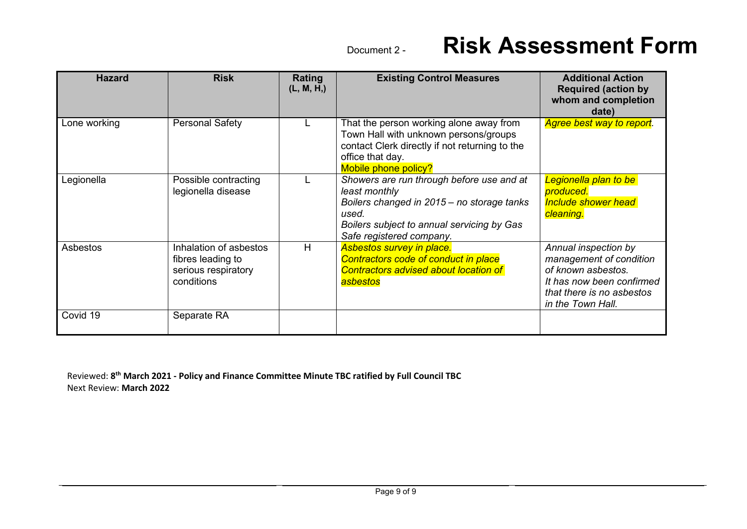Document 2 - **Risk Assessment Form**

| Hazard | Risk | Rating (L, M, H,) | Existing Control Measures | Additional Action Required (action by whom and completion date) |
|---|---|---|---|---|
| Lone working | Personal Safety | L | That the person working alone away from Town Hall with unknown persons/groups contact Clerk directly if not returning to the office that day.<br>Mobile phone policy? | *Agree best way to report.* |
| Legionella | Possible contracting legionella disease | L | *Showers are run through before use and at least monthly*<br>*Boilers changed in 2015 – no storage tanks used.*<br>*Boilers subject to annual servicing by Gas Safe registered company.* | *Legionella plan to be produced.*<br>*Include shower head cleaning.* |
| Asbestos | Inhalation of asbestos fibres leading to serious respiratory conditions | H | *Asbestos survey in place.*<br>*Contractors code of conduct in place*<br>*Contractors advised about location of asbestos* | *Annual inspection by management of condition of known asbestos.*<br>*It has now been confirmed that there is no asbestos in the Town Hall.* |
| Covid 19 | Separate RA | | | |

Reviewed: **8th March 2021 - Policy and Finance Committee Minute TBC ratified by Full Council TBC**
Next Review: **March 2022**